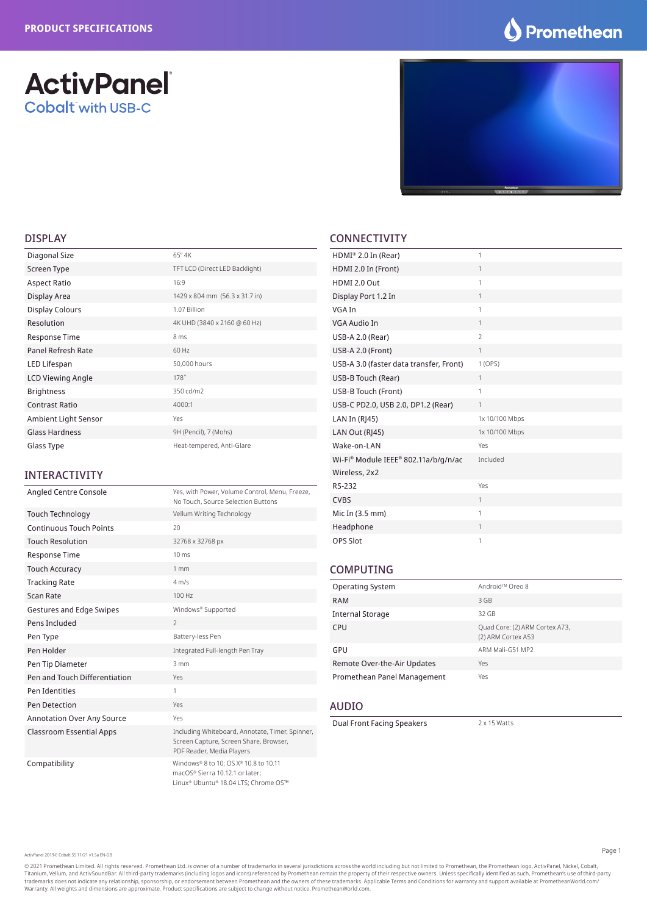PRODUCT SPECIFICATIONS

Promethean

# ActivPanel®

## Cobalt™ with USB-C

## DISPLAY

| | |
|---|---|
| Diagonal Size | 65" 4K |
| Screen Type | TFT LCD (Direct LED Backlight) |
| Aspect Ratio | 16:9 |
| Display Area | 1429 x 804 mm (56.3 x 31.7 in) |
| Display Colours | 1.07 Billion |
| Resolution | 4K UHD (3840 x 2160 @ 60 Hz) |
| Response Time | 8 ms |
| Panel Refresh Rate | 60 Hz |
| LED Lifespan | 50,000 hours |
| LCD Viewing Angle | 178˚ |
| Brightness | 350 cd/m2 |
| Contrast Ratio | 4000:1 |
| Ambient Light Sensor | Yes |
| Glass Hardness | 9H (Pencil), 7 (Mohs) |
| Glass Type | Heat-tempered, Anti-Glare |

## INTERACTIVITY

| | |
|---|---|
| Angled Centre Console | Yes, with Power, Volume Control, Menu, Freeze, No Touch, Source Selection Buttons |
| Touch Technology | Vellum Writing Technology |
| Continuous Touch Points | 20 |
| Touch Resolution | 32768 x 32768 px |
| Response Time | 10 ms |
| Touch Accuracy | 1 mm |
| Tracking Rate | 4 m/s |
| Scan Rate | 100 Hz |
| Gestures and Edge Swipes | Windows® Supported |
| Pens Included | 2 |
| Pen Type | Battery-less Pen |
| Pen Holder | Integrated Full-length Pen Tray |
| Pen Tip Diameter | 3 mm |
| Pen and Touch Differentiation | Yes |
| Pen Identities | 1 |
| Pen Detection | Yes |
| Annotation Over Any Source | Yes |
| Classroom Essential Apps | Including Whiteboard, Annotate, Timer, Spinner, Screen Capture, Screen Share, Browser, PDF Reader, Media Players |
| Compatibility | Windows® 8 to 10; OS X® 10.8 to 10.11 macOS® Sierra 10.12.1 or later; Linux® Ubuntu® 18.04 LTS; Chrome OS™ |

## CONNECTIVITY

| | |
|---|---|
| HDMI® 2.0 In (Rear) | 1 |
| HDMI 2.0 In (Front) | 1 |
| HDMI 2.0 Out | 1 |
| Display Port 1.2 In | 1 |
| VGA In | 1 |
| VGA Audio In | 1 |
| USB-A 2.0 (Rear) | 2 |
| USB-A 2.0 (Front) | 1 |
| USB-A 3.0 (faster data transfer, Front) | 1 (OPS) |
| USB-B Touch (Rear) | 1 |
| USB-B Touch (Front) | 1 |
| USB-C PD2.0, USB 2.0, DP1.2 (Rear) | 1 |
| LAN In (RJ45) | 1x 10/100 Mbps |
| LAN Out (RJ45) | 1x 10/100 Mbps |
| Wake-on-LAN | Yes |
| Wi-Fi® Module IEEE® 802.11a/b/g/n/ac Wireless, 2x2 | Included |
| RS-232 | Yes |
| CVBS | 1 |
| Mic In (3.5 mm) | 1 |
| Headphone | 1 |
| OPS Slot | 1 |

## COMPUTING

| | |
|---|---|
| Operating System | Android™ Oreo 8 |
| RAM | 3 GB |
| Internal Storage | 32 GB |
| CPU | Quad Core: (2) ARM Cortex A73, (2) ARM Cortex A53 |
| GPU | ARM Mali-G51 MP2 |
| Remote Over-the-Air Updates | Yes |
| Promethean Panel Management | Yes |

## AUDIO

| | |
|---|---|
| Dual Front Facing Speakers | 2 x 15 Watts |

ActivPanel 2019-E Cobalt SS 11/21 v1.5a EN-GB

© 2021 Promethean Limited. All rights reserved. Promethean Ltd. is owner of a number of trademarks in several jurisdictions across the world including but not limited to Promethean, the Promethean logo, ActivPanel, Nickel, Cobalt, Titanium, Vellum, and ActivSoundBar. All third-party trademarks (including logos and icons) referenced by Promethean remain the property of their respective owners. Unless specifically identified as such, Promethean's use of third-party trademarks does not indicate any relationship, sponsorship, or endorsement between Promethean and the owners of these trademarks. Applicable Terms and Conditions for warranty and support available at PrometheanWorld.com/Warranty. All weights and dimensions are approximate. Product specifications are subject to change without notice. PrometheanWorld.com.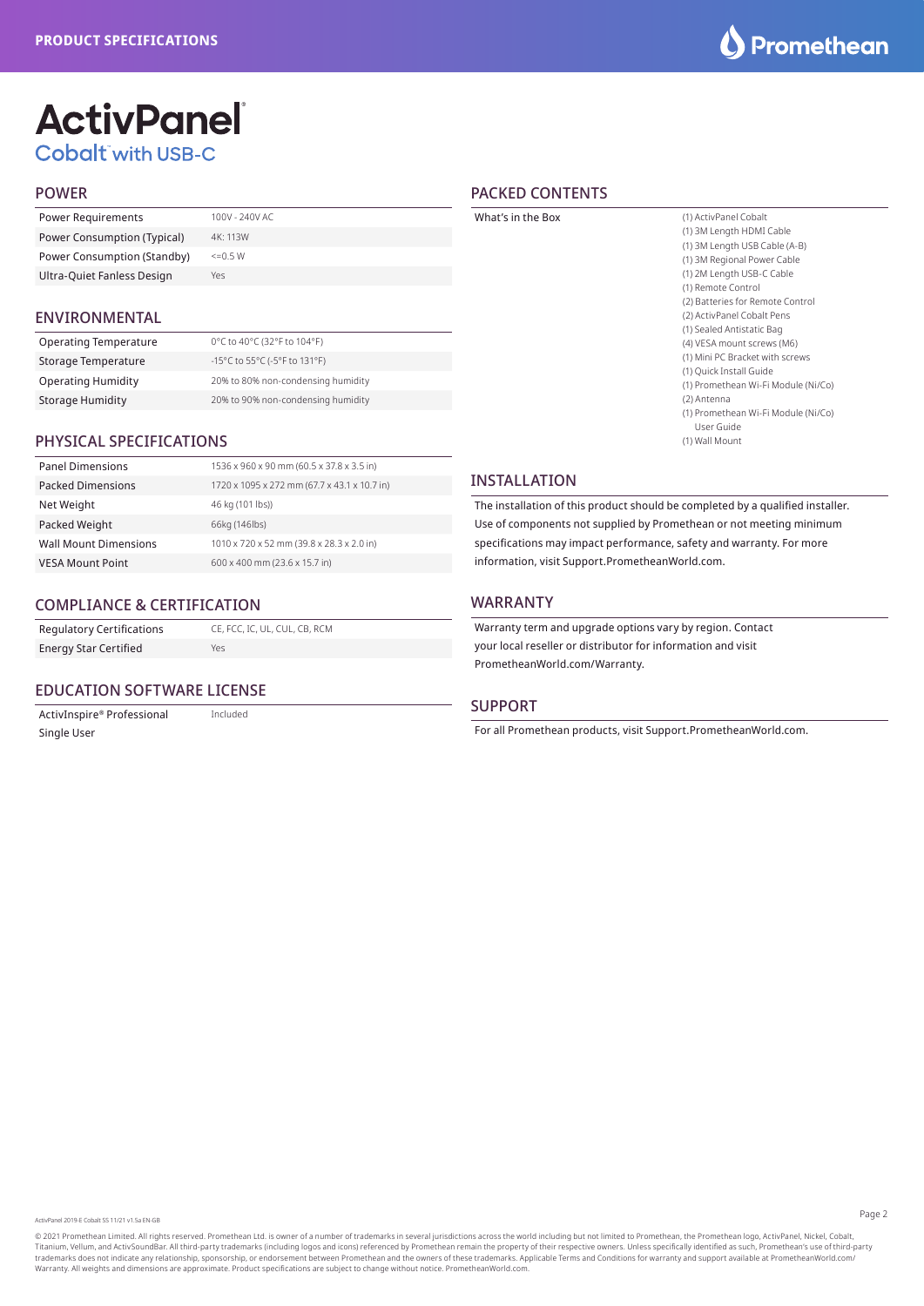PRODUCT SPECIFICATIONS

# ActivPanel®
## Cobalt™ with USB-C

### POWER

| | |
|---|---|
| Power Requirements | 100V - 240V AC |
| Power Consumption (Typical) | 4K: 113W |
| Power Consumption (Standby) | <=0.5 W |
| Ultra-Quiet Fanless Design | Yes |

### ENVIRONMENTAL

| | |
|---|---|
| Operating Temperature | 0°C to 40°C (32°F to 104°F) |
| Storage Temperature | -15°C to 55°C (-5°F to 131°F) |
| Operating Humidity | 20% to 80% non-condensing humidity |
| Storage Humidity | 20% to 90% non-condensing humidity |

### PHYSICAL SPECIFICATIONS

| | |
|---|---|
| Panel Dimensions | 1536 x 960 x 90 mm (60.5 x 37.8 x 3.5 in) |
| Packed Dimensions | 1720 x 1095 x 272 mm (67.7 x 43.1 x 10.7 in) |
| Net Weight | 46 kg (101 lbs)) |
| Packed Weight | 66kg (146lbs) |
| Wall Mount Dimensions | 1010 x 720 x 52 mm (39.8 x 28.3 x 2.0 in) |
| VESA Mount Point | 600 x 400 mm (23.6 x 15.7 in) |

### COMPLIANCE & CERTIFICATION

| | |
|---|---|
| Regulatory Certifications | CE, FCC, IC, UL, CUL, CB, RCM |
| Energy Star Certified | Yes |

### EDUCATION SOFTWARE LICENSE

| | |
|---|---|
| ActivInspire® Professional Single User | Included |

### PACKED CONTENTS

What's in the Box

- (1) ActivPanel Cobalt
- (1) 3M Length HDMI Cable
- (1) 3M Length USB Cable (A-B)
- (1) 3M Regional Power Cable
- (1) 2M Length USB-C Cable
- (1) Remote Control
- (2) Batteries for Remote Control
- (2) ActivPanel Cobalt Pens
- (1) Sealed Antistatic Bag
- (4) VESA mount screws (M6)
- (1) Mini PC Bracket with screws
- (1) Quick Install Guide
- (1) Promethean Wi-Fi Module (Ni/Co)
- (2) Antenna
- (1) Promethean Wi-Fi Module (Ni/Co) User Guide
- (1) Wall Mount

### INSTALLATION

The installation of this product should be completed by a qualified installer. Use of components not supplied by Promethean or not meeting minimum specifications may impact performance, safety and warranty. For more information, visit Support.PrometheanWorld.com.

### WARRANTY

Warranty term and upgrade options vary by region. Contact your local reseller or distributor for information and visit PrometheanWorld.com/Warranty.

### SUPPORT

For all Promethean products, visit Support.PrometheanWorld.com.

ActivPanel 2019-E Cobalt SS 11/21 v1.5a EN-GB

© 2021 Promethean Limited. All rights reserved. Promethean Ltd. is owner of a number of trademarks in several jurisdictions across the world including but not limited to Promethean, the Promethean logo, ActivPanel, Nickel, Cobalt, Titanium, Vellum, and ActivSoundBar. All third-party trademarks (including logos and icons) referenced by Promethean remain the property of their respective owners. Unless specifically identified as such, Promethean's use of third-party trademarks does not indicate any relationship, sponsorship, or endorsement between Promethean and the owners of these trademarks. Applicable Terms and Conditions for warranty and support available at PrometheanWorld.com/Warranty. All weights and dimensions are approximate. Product specifications are subject to change without notice. PrometheanWorld.com.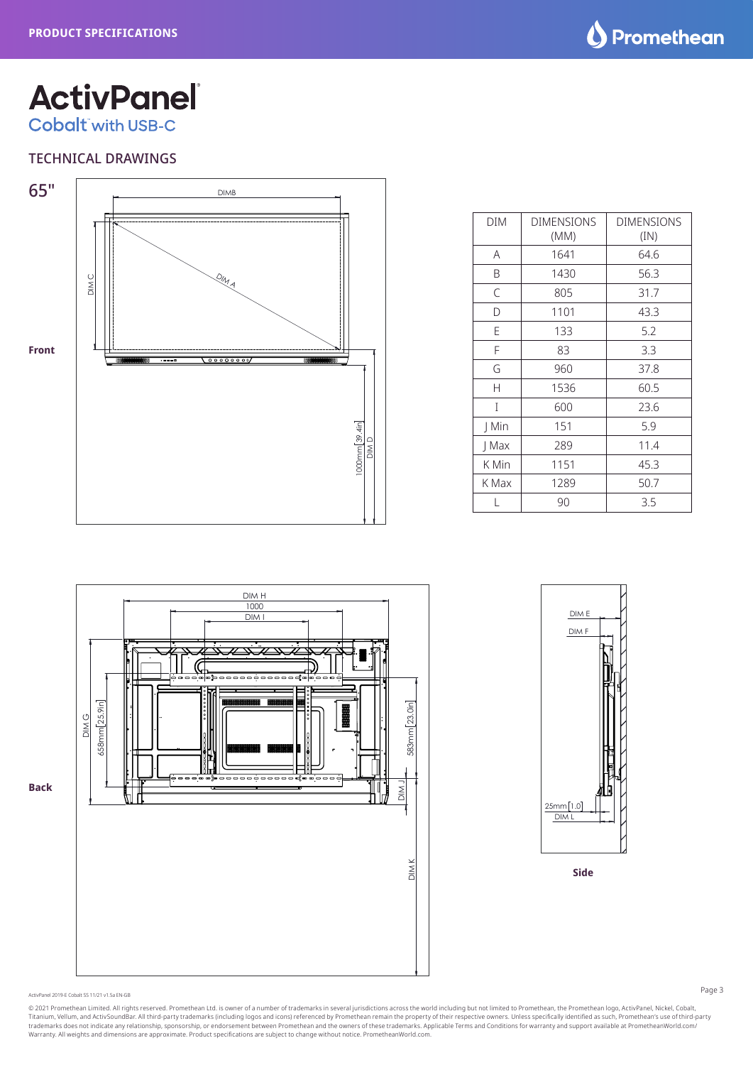# ActivPanel

Cobalt with USB-C

## TECHNICAL DRAWINGS

### 65"

**Front**

DIMB

DIM C

DIM A

1000mm [39.4in]

DIM D

| DIM | DIMENSIONS (MM) | DIMENSIONS (IN) |
|---|---|---|
| A | 1641 | 64.6 |
| B | 1430 | 56.3 |
| C | 805 | 31.7 |
| D | 1101 | 43.3 |
| E | 133 | 5.2 |
| F | 83 | 3.3 |
| G | 960 | 37.8 |
| H | 1536 | 60.5 |
| I | 600 | 23.6 |
| J Min | 151 | 5.9 |
| J Max | 289 | 11.4 |
| K Min | 1151 | 45.3 |
| K Max | 1289 | 50.7 |
| L | 90 | 3.5 |

**Back**

DIM H

1000

DIM I

DIM G

658mm [25.9in]

583mm [23.0in]

DIM J

DIM K

**Side**

DIM E

DIM F

25mm [1.0]

DIM L

ActivPanel 2019-E Cobalt SS 11/21 v1.5a EN-GB

© 2021 Promethean Limited. All rights reserved. Promethean Ltd. is owner of a number of trademarks in several jurisdictions across the world including but not limited to Promethean, the Promethean logo, ActivPanel, Nickel, Cobalt, Titanium, Vellum, and ActivSoundBar. All third-party trademarks (including logos and icons) referenced by Promethean remain the property of their respective owners. Unless specifically identified as such, Promethean's use of third-party trademarks does not indicate any relationship, sponsorship, or endorsement between Promethean and the owners of these trademarks. Applicable Terms and Conditions for warranty and support available at PrometheanWorld.com/Warranty. All weights and dimensions are approximate. Product specifications are subject to change without notice. PrometheanWorld.com.